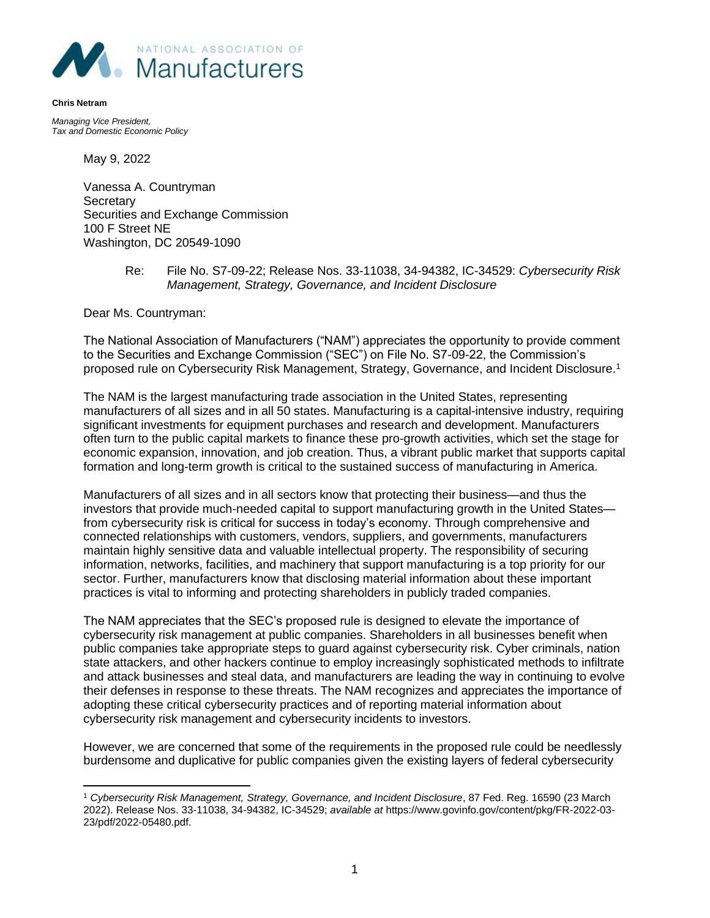NATIONAL ASSOCIATION OF
Manufacturers

**Chris Netram**

*Managing Vice President,*
*Tax and Domestic Economic Policy*

May 9, 2022

Vanessa A. Countryman
Secretary
Securities and Exchange Commission
100 F Street NE
Washington, DC 20549-1090

Re: File No. S7-09-22; Release Nos. 33-11038, 34-94382, IC-34529: *Cybersecurity Risk Management, Strategy, Governance, and Incident Disclosure*

Dear Ms. Countryman:

The National Association of Manufacturers ("NAM") appreciates the opportunity to provide comment to the Securities and Exchange Commission ("SEC") on File No. S7-09-22, the Commission's proposed rule on Cybersecurity Risk Management, Strategy, Governance, and Incident Disclosure.[1]

The NAM is the largest manufacturing trade association in the United States, representing manufacturers of all sizes and in all 50 states. Manufacturing is a capital-intensive industry, requiring significant investments for equipment purchases and research and development. Manufacturers often turn to the public capital markets to finance these pro-growth activities, which set the stage for economic expansion, innovation, and job creation. Thus, a vibrant public market that supports capital formation and long-term growth is critical to the sustained success of manufacturing in America.

Manufacturers of all sizes and in all sectors know that protecting their business—and thus the investors that provide much-needed capital to support manufacturing growth in the United States—from cybersecurity risk is critical for success in today's economy. Through comprehensive and connected relationships with customers, vendors, suppliers, and governments, manufacturers maintain highly sensitive data and valuable intellectual property. The responsibility of securing information, networks, facilities, and machinery that support manufacturing is a top priority for our sector. Further, manufacturers know that disclosing material information about these important practices is vital to informing and protecting shareholders in publicly traded companies.

The NAM appreciates that the SEC's proposed rule is designed to elevate the importance of cybersecurity risk management at public companies. Shareholders in all businesses benefit when public companies take appropriate steps to guard against cybersecurity risk. Cyber criminals, nation state attackers, and other hackers continue to employ increasingly sophisticated methods to infiltrate and attack businesses and steal data, and manufacturers are leading the way in continuing to evolve their defenses in response to these threats. The NAM recognizes and appreciates the importance of adopting these critical cybersecurity practices and of reporting material information about cybersecurity risk management and cybersecurity incidents to investors.

However, we are concerned that some of the requirements in the proposed rule could be needlessly burdensome and duplicative for public companies given the existing layers of federal cybersecurity

---

[1] *Cybersecurity Risk Management, Strategy, Governance, and Incident Disclosure*, 87 Fed. Reg. 16590 (23 March 2022). Release Nos. 33-11038, 34-94382, IC-34529; *available at* https://www.govinfo.gov/content/pkg/FR-2022-03-23/pdf/2022-05480.pdf.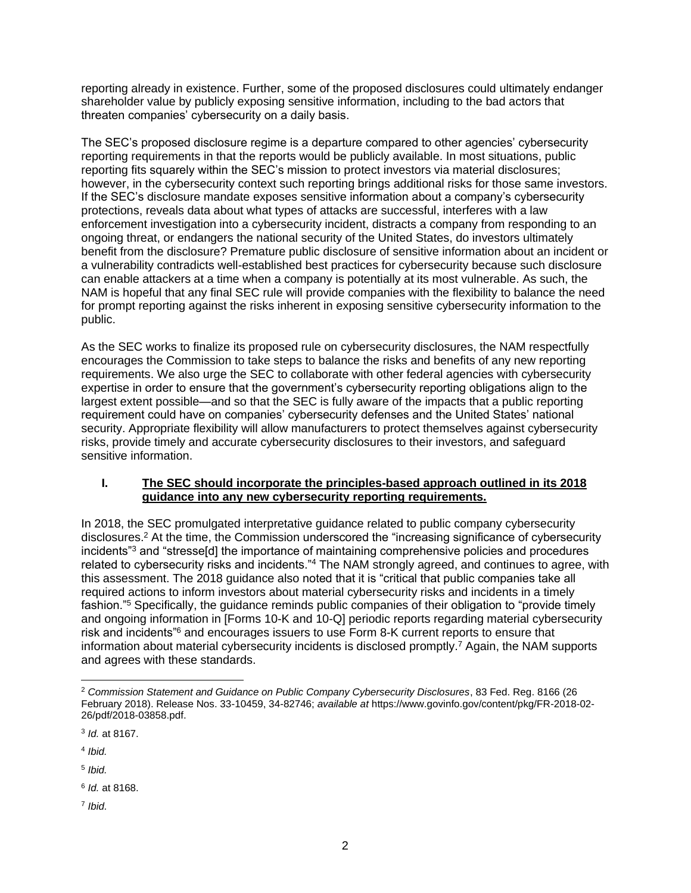reporting already in existence. Further, some of the proposed disclosures could ultimately endanger shareholder value by publicly exposing sensitive information, including to the bad actors that threaten companies' cybersecurity on a daily basis.

The SEC's proposed disclosure regime is a departure compared to other agencies' cybersecurity reporting requirements in that the reports would be publicly available. In most situations, public reporting fits squarely within the SEC's mission to protect investors via material disclosures; however, in the cybersecurity context such reporting brings additional risks for those same investors. If the SEC's disclosure mandate exposes sensitive information about a company's cybersecurity protections, reveals data about what types of attacks are successful, interferes with a law enforcement investigation into a cybersecurity incident, distracts a company from responding to an ongoing threat, or endangers the national security of the United States, do investors ultimately benefit from the disclosure? Premature public disclosure of sensitive information about an incident or a vulnerability contradicts well-established best practices for cybersecurity because such disclosure can enable attackers at a time when a company is potentially at its most vulnerable. As such, the NAM is hopeful that any final SEC rule will provide companies with the flexibility to balance the need for prompt reporting against the risks inherent in exposing sensitive cybersecurity information to the public.

As the SEC works to finalize its proposed rule on cybersecurity disclosures, the NAM respectfully encourages the Commission to take steps to balance the risks and benefits of any new reporting requirements. We also urge the SEC to collaborate with other federal agencies with cybersecurity expertise in order to ensure that the government's cybersecurity reporting obligations align to the largest extent possible—and so that the SEC is fully aware of the impacts that a public reporting requirement could have on companies' cybersecurity defenses and the United States' national security. Appropriate flexibility will allow manufacturers to protect themselves against cybersecurity risks, provide timely and accurate cybersecurity disclosures to their investors, and safeguard sensitive information.

## I. The SEC should incorporate the principles-based approach outlined in its 2018 guidance into any new cybersecurity reporting requirements.

In 2018, the SEC promulgated interpretative guidance related to public company cybersecurity disclosures.[2] At the time, the Commission underscored the "increasing significance of cybersecurity incidents"[3] and "stresse[d] the importance of maintaining comprehensive policies and procedures related to cybersecurity risks and incidents."[4] The NAM strongly agreed, and continues to agree, with this assessment. The 2018 guidance also noted that it is "critical that public companies take all required actions to inform investors about material cybersecurity risks and incidents in a timely fashion."[5] Specifically, the guidance reminds public companies of their obligation to "provide timely and ongoing information in [Forms 10-K and 10-Q] periodic reports regarding material cybersecurity risk and incidents"[6] and encourages issuers to use Form 8-K current reports to ensure that information about material cybersecurity incidents is disclosed promptly.[7] Again, the NAM supports and agrees with these standards.

---

[2] *Commission Statement and Guidance on Public Company Cybersecurity Disclosures*, 83 Fed. Reg. 8166 (26 February 2018). Release Nos. 33-10459, 34-82746; *available at* https://www.govinfo.gov/content/pkg/FR-2018-02-26/pdf/2018-03858.pdf.

[3] *Id.* at 8167.

[4] *Ibid.*

[5] *Ibid.*

[6] *Id.* at 8168.

[7] *Ibid.*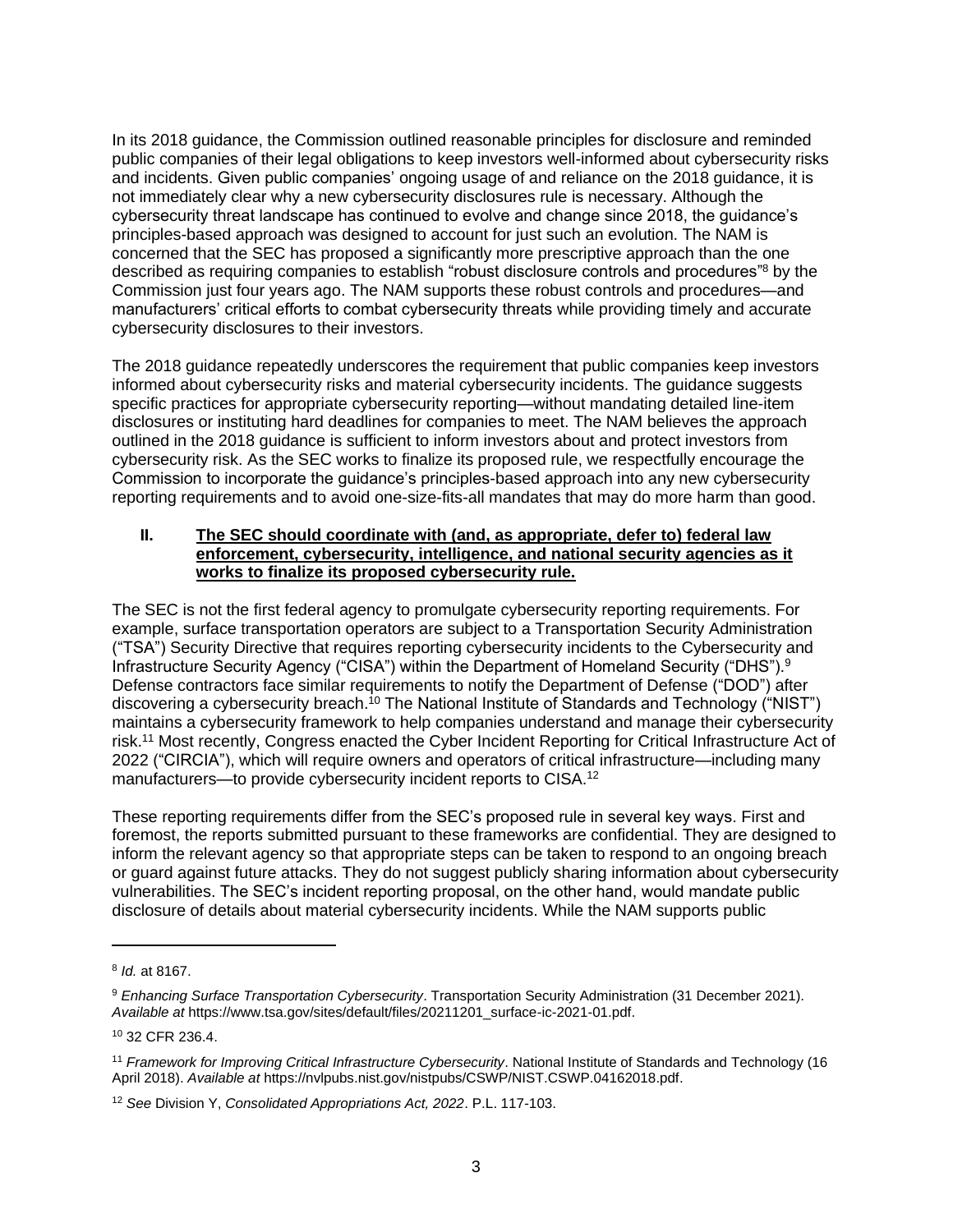In its 2018 guidance, the Commission outlined reasonable principles for disclosure and reminded public companies of their legal obligations to keep investors well-informed about cybersecurity risks and incidents. Given public companies' ongoing usage of and reliance on the 2018 guidance, it is not immediately clear why a new cybersecurity disclosures rule is necessary. Although the cybersecurity threat landscape has continued to evolve and change since 2018, the guidance's principles-based approach was designed to account for just such an evolution. The NAM is concerned that the SEC has proposed a significantly more prescriptive approach than the one described as requiring companies to establish "robust disclosure controls and procedures"[8] by the Commission just four years ago. The NAM supports these robust controls and procedures—and manufacturers' critical efforts to combat cybersecurity threats while providing timely and accurate cybersecurity disclosures to their investors.

The 2018 guidance repeatedly underscores the requirement that public companies keep investors informed about cybersecurity risks and material cybersecurity incidents. The guidance suggests specific practices for appropriate cybersecurity reporting—without mandating detailed line-item disclosures or instituting hard deadlines for companies to meet. The NAM believes the approach outlined in the 2018 guidance is sufficient to inform investors about and protect investors from cybersecurity risk. As the SEC works to finalize its proposed rule, we respectfully encourage the Commission to incorporate the guidance's principles-based approach into any new cybersecurity reporting requirements and to avoid one-size-fits-all mandates that may do more harm than good.

## II. <u>The SEC should coordinate with (and, as appropriate, defer to) federal law enforcement, cybersecurity, intelligence, and national security agencies as it works to finalize its proposed cybersecurity rule.</u>

The SEC is not the first federal agency to promulgate cybersecurity reporting requirements. For example, surface transportation operators are subject to a Transportation Security Administration ("TSA") Security Directive that requires reporting cybersecurity incidents to the Cybersecurity and Infrastructure Security Agency ("CISA") within the Department of Homeland Security ("DHS").[9] Defense contractors face similar requirements to notify the Department of Defense ("DOD") after discovering a cybersecurity breach.[10] The National Institute of Standards and Technology ("NIST") maintains a cybersecurity framework to help companies understand and manage their cybersecurity risk.[11] Most recently, Congress enacted the Cyber Incident Reporting for Critical Infrastructure Act of 2022 ("CIRCIA"), which will require owners and operators of critical infrastructure—including many manufacturers—to provide cybersecurity incident reports to CISA.[12]

These reporting requirements differ from the SEC's proposed rule in several key ways. First and foremost, the reports submitted pursuant to these frameworks are confidential. They are designed to inform the relevant agency so that appropriate steps can be taken to respond to an ongoing breach or guard against future attacks. They do not suggest publicly sharing information about cybersecurity vulnerabilities. The SEC's incident reporting proposal, on the other hand, would mandate public disclosure of details about material cybersecurity incidents. While the NAM supports public

---

[8] *Id.* at 8167.

[9] *Enhancing Surface Transportation Cybersecurity*. Transportation Security Administration (31 December 2021). *Available at* https://www.tsa.gov/sites/default/files/20211201_surface-ic-2021-01.pdf.

[10] 32 CFR 236.4.

[11] *Framework for Improving Critical Infrastructure Cybersecurity*. National Institute of Standards and Technology (16 April 2018). *Available at* https://nvlpubs.nist.gov/nistpubs/CSWP/NIST.CSWP.04162018.pdf.

[12] *See* Division Y, *Consolidated Appropriations Act, 2022*. P.L. 117-103.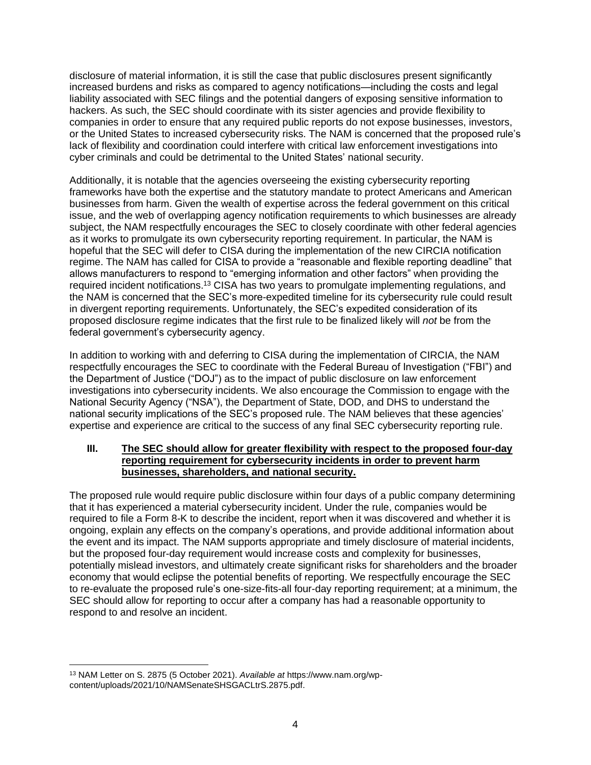disclosure of material information, it is still the case that public disclosures present significantly increased burdens and risks as compared to agency notifications—including the costs and legal liability associated with SEC filings and the potential dangers of exposing sensitive information to hackers. As such, the SEC should coordinate with its sister agencies and provide flexibility to companies in order to ensure that any required public reports do not expose businesses, investors, or the United States to increased cybersecurity risks. The NAM is concerned that the proposed rule's lack of flexibility and coordination could interfere with critical law enforcement investigations into cyber criminals and could be detrimental to the United States' national security.

Additionally, it is notable that the agencies overseeing the existing cybersecurity reporting frameworks have both the expertise and the statutory mandate to protect Americans and American businesses from harm. Given the wealth of expertise across the federal government on this critical issue, and the web of overlapping agency notification requirements to which businesses are already subject, the NAM respectfully encourages the SEC to closely coordinate with other federal agencies as it works to promulgate its own cybersecurity reporting requirement. In particular, the NAM is hopeful that the SEC will defer to CISA during the implementation of the new CIRCIA notification regime. The NAM has called for CISA to provide a "reasonable and flexible reporting deadline" that allows manufacturers to respond to "emerging information and other factors" when providing the required incident notifications.[13] CISA has two years to promulgate implementing regulations, and the NAM is concerned that the SEC's more-expedited timeline for its cybersecurity rule could result in divergent reporting requirements. Unfortunately, the SEC's expedited consideration of its proposed disclosure regime indicates that the first rule to be finalized likely will *not* be from the federal government's cybersecurity agency.

In addition to working with and deferring to CISA during the implementation of CIRCIA, the NAM respectfully encourages the SEC to coordinate with the Federal Bureau of Investigation ("FBI") and the Department of Justice ("DOJ") as to the impact of public disclosure on law enforcement investigations into cybersecurity incidents. We also encourage the Commission to engage with the National Security Agency ("NSA"), the Department of State, DOD, and DHS to understand the national security implications of the SEC's proposed rule. The NAM believes that these agencies' expertise and experience are critical to the success of any final SEC cybersecurity reporting rule.

## III. The SEC should allow for greater flexibility with respect to the proposed four-day reporting requirement for cybersecurity incidents in order to prevent harm businesses, shareholders, and national security.

The proposed rule would require public disclosure within four days of a public company determining that it has experienced a material cybersecurity incident. Under the rule, companies would be required to file a Form 8-K to describe the incident, report when it was discovered and whether it is ongoing, explain any effects on the company's operations, and provide additional information about the event and its impact. The NAM supports appropriate and timely disclosure of material incidents, but the proposed four-day requirement would increase costs and complexity for businesses, potentially mislead investors, and ultimately create significant risks for shareholders and the broader economy that would eclipse the potential benefits of reporting. We respectfully encourage the SEC to re-evaluate the proposed rule's one-size-fits-all four-day reporting requirement; at a minimum, the SEC should allow for reporting to occur after a company has had a reasonable opportunity to respond to and resolve an incident.

[13] NAM Letter on S. 2875 (5 October 2021). *Available at* https://www.nam.org/wp-content/uploads/2021/10/NAMSenateSHSGACLtrS.2875.pdf.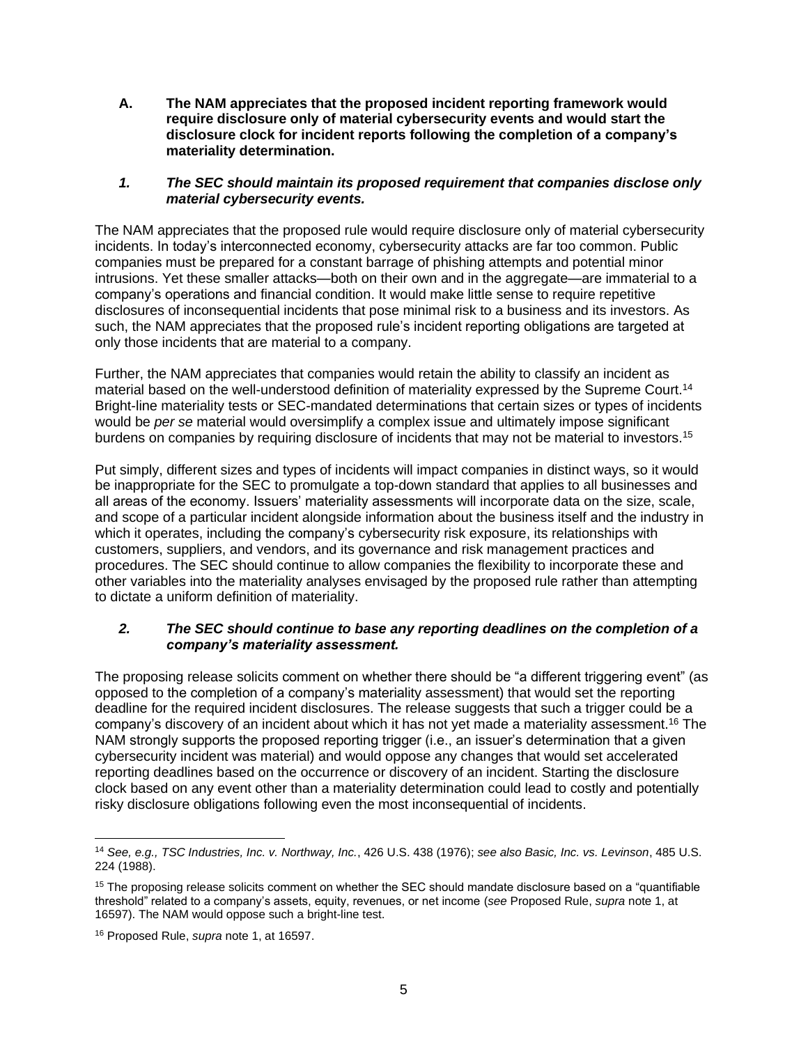### A. The NAM appreciates that the proposed incident reporting framework would require disclosure only of material cybersecurity events and would start the disclosure clock for incident reports following the completion of a company's materiality determination.

#### *1. The SEC should maintain its proposed requirement that companies disclose only material cybersecurity events.*

The NAM appreciates that the proposed rule would require disclosure only of material cybersecurity incidents. In today's interconnected economy, cybersecurity attacks are far too common. Public companies must be prepared for a constant barrage of phishing attempts and potential minor intrusions. Yet these smaller attacks—both on their own and in the aggregate—are immaterial to a company's operations and financial condition. It would make little sense to require repetitive disclosures of inconsequential incidents that pose minimal risk to a business and its investors. As such, the NAM appreciates that the proposed rule's incident reporting obligations are targeted at only those incidents that are material to a company.

Further, the NAM appreciates that companies would retain the ability to classify an incident as material based on the well-understood definition of materiality expressed by the Supreme Court.[14] Bright-line materiality tests or SEC-mandated determinations that certain sizes or types of incidents would be *per se* material would oversimplify a complex issue and ultimately impose significant burdens on companies by requiring disclosure of incidents that may not be material to investors.[15]

Put simply, different sizes and types of incidents will impact companies in distinct ways, so it would be inappropriate for the SEC to promulgate a top-down standard that applies to all businesses and all areas of the economy. Issuers' materiality assessments will incorporate data on the size, scale, and scope of a particular incident alongside information about the business itself and the industry in which it operates, including the company's cybersecurity risk exposure, its relationships with customers, suppliers, and vendors, and its governance and risk management practices and procedures. The SEC should continue to allow companies the flexibility to incorporate these and other variables into the materiality analyses envisaged by the proposed rule rather than attempting to dictate a uniform definition of materiality.

#### *2. The SEC should continue to base any reporting deadlines on the completion of a company's materiality assessment.*

The proposing release solicits comment on whether there should be "a different triggering event" (as opposed to the completion of a company's materiality assessment) that would set the reporting deadline for the required incident disclosures. The release suggests that such a trigger could be a company's discovery of an incident about which it has not yet made a materiality assessment.[16] The NAM strongly supports the proposed reporting trigger (i.e., an issuer's determination that a given cybersecurity incident was material) and would oppose any changes that would set accelerated reporting deadlines based on the occurrence or discovery of an incident. Starting the disclosure clock based on any event other than a materiality determination could lead to costly and potentially risky disclosure obligations following even the most inconsequential of incidents.

---

[14] *See, e.g., TSC Industries, Inc. v. Northway, Inc.*, 426 U.S. 438 (1976); *see also Basic, Inc. vs. Levinson*, 485 U.S. 224 (1988).

[15] The proposing release solicits comment on whether the SEC should mandate disclosure based on a "quantifiable threshold" related to a company's assets, equity, revenues, or net income (*see* Proposed Rule, *supra* note 1, at 16597). The NAM would oppose such a bright-line test.

[16] Proposed Rule, *supra* note 1, at 16597.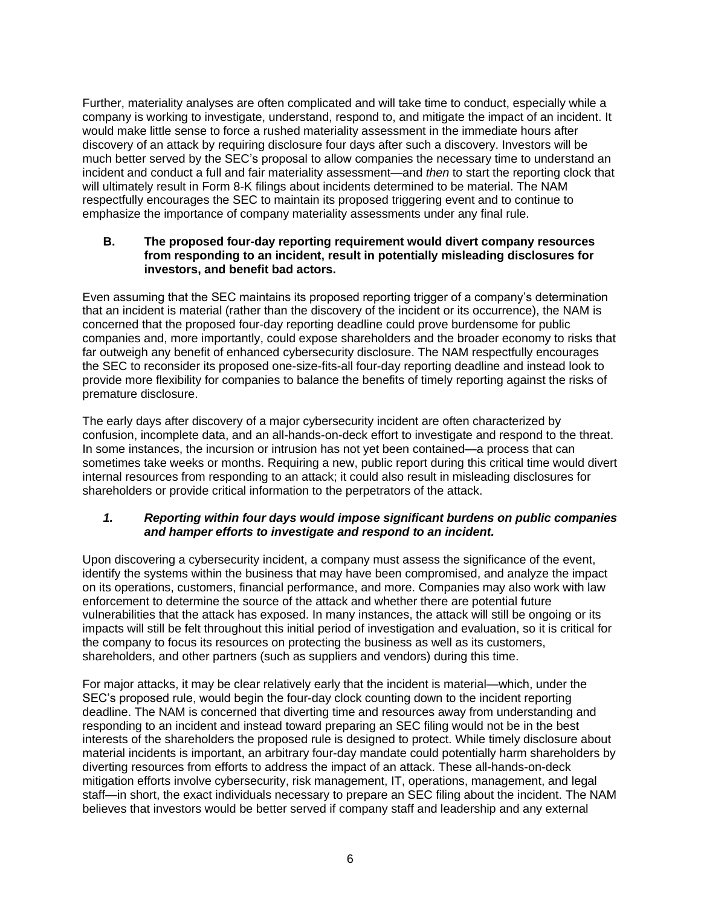Further, materiality analyses are often complicated and will take time to conduct, especially while a company is working to investigate, understand, respond to, and mitigate the impact of an incident. It would make little sense to force a rushed materiality assessment in the immediate hours after discovery of an attack by requiring disclosure four days after such a discovery. Investors will be much better served by the SEC's proposal to allow companies the necessary time to understand an incident and conduct a full and fair materiality assessment—and *then* to start the reporting clock that will ultimately result in Form 8-K filings about incidents determined to be material. The NAM respectfully encourages the SEC to maintain its proposed triggering event and to continue to emphasize the importance of company materiality assessments under any final rule.

### B. The proposed four-day reporting requirement would divert company resources from responding to an incident, result in potentially misleading disclosures for investors, and benefit bad actors.

Even assuming that the SEC maintains its proposed reporting trigger of a company's determination that an incident is material (rather than the discovery of the incident or its occurrence), the NAM is concerned that the proposed four-day reporting deadline could prove burdensome for public companies and, more importantly, could expose shareholders and the broader economy to risks that far outweigh any benefit of enhanced cybersecurity disclosure. The NAM respectfully encourages the SEC to reconsider its proposed one-size-fits-all four-day reporting deadline and instead look to provide more flexibility for companies to balance the benefits of timely reporting against the risks of premature disclosure.

The early days after discovery of a major cybersecurity incident are often characterized by confusion, incomplete data, and an all-hands-on-deck effort to investigate and respond to the threat. In some instances, the incursion or intrusion has not yet been contained—a process that can sometimes take weeks or months. Requiring a new, public report during this critical time would divert internal resources from responding to an attack; it could also result in misleading disclosures for shareholders or provide critical information to the perpetrators of the attack.

#### *1. Reporting within four days would impose significant burdens on public companies and hamper efforts to investigate and respond to an incident.*

Upon discovering a cybersecurity incident, a company must assess the significance of the event, identify the systems within the business that may have been compromised, and analyze the impact on its operations, customers, financial performance, and more. Companies may also work with law enforcement to determine the source of the attack and whether there are potential future vulnerabilities that the attack has exposed. In many instances, the attack will still be ongoing or its impacts will still be felt throughout this initial period of investigation and evaluation, so it is critical for the company to focus its resources on protecting the business as well as its customers, shareholders, and other partners (such as suppliers and vendors) during this time.

For major attacks, it may be clear relatively early that the incident is material—which, under the SEC's proposed rule, would begin the four-day clock counting down to the incident reporting deadline. The NAM is concerned that diverting time and resources away from understanding and responding to an incident and instead toward preparing an SEC filing would not be in the best interests of the shareholders the proposed rule is designed to protect. While timely disclosure about material incidents is important, an arbitrary four-day mandate could potentially harm shareholders by diverting resources from efforts to address the impact of an attack. These all-hands-on-deck mitigation efforts involve cybersecurity, risk management, IT, operations, management, and legal staff—in short, the exact individuals necessary to prepare an SEC filing about the incident. The NAM believes that investors would be better served if company staff and leadership and any external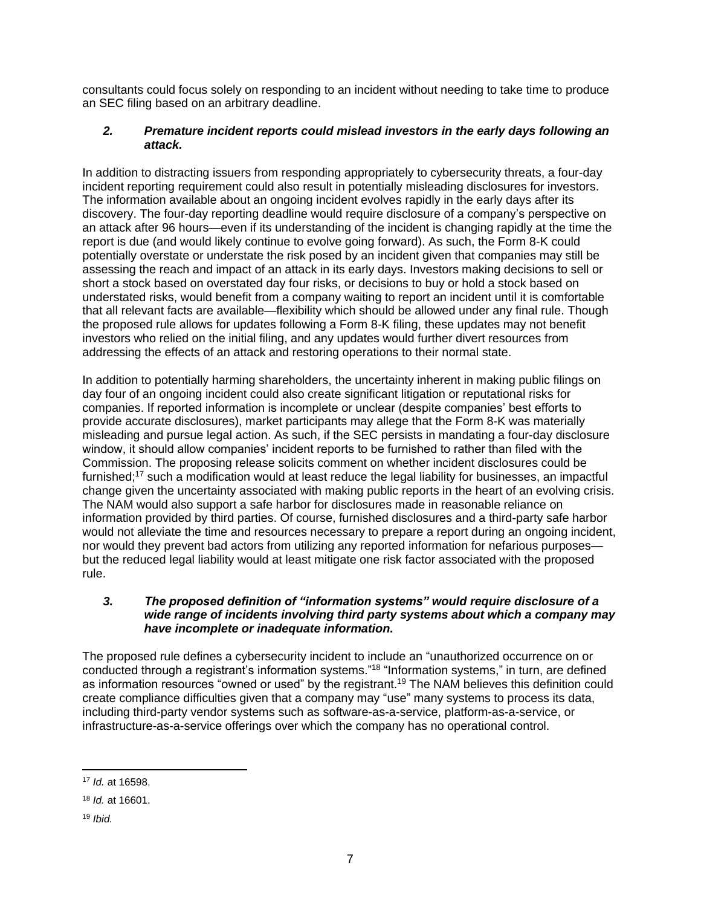consultants could focus solely on responding to an incident without needing to take time to produce an SEC filing based on an arbitrary deadline.

### *2. Premature incident reports could mislead investors in the early days following an attack.*

In addition to distracting issuers from responding appropriately to cybersecurity threats, a four-day incident reporting requirement could also result in potentially misleading disclosures for investors. The information available about an ongoing incident evolves rapidly in the early days after its discovery. The four-day reporting deadline would require disclosure of a company's perspective on an attack after 96 hours—even if its understanding of the incident is changing rapidly at the time the report is due (and would likely continue to evolve going forward). As such, the Form 8-K could potentially overstate or understate the risk posed by an incident given that companies may still be assessing the reach and impact of an attack in its early days. Investors making decisions to sell or short a stock based on overstated day four risks, or decisions to buy or hold a stock based on understated risks, would benefit from a company waiting to report an incident until it is comfortable that all relevant facts are available—flexibility which should be allowed under any final rule. Though the proposed rule allows for updates following a Form 8-K filing, these updates may not benefit investors who relied on the initial filing, and any updates would further divert resources from addressing the effects of an attack and restoring operations to their normal state.

In addition to potentially harming shareholders, the uncertainty inherent in making public filings on day four of an ongoing incident could also create significant litigation or reputational risks for companies. If reported information is incomplete or unclear (despite companies' best efforts to provide accurate disclosures), market participants may allege that the Form 8-K was materially misleading and pursue legal action. As such, if the SEC persists in mandating a four-day disclosure window, it should allow companies' incident reports to be furnished to rather than filed with the Commission. The proposing release solicits comment on whether incident disclosures could be furnished;[17] such a modification would at least reduce the legal liability for businesses, an impactful change given the uncertainty associated with making public reports in the heart of an evolving crisis. The NAM would also support a safe harbor for disclosures made in reasonable reliance on information provided by third parties. Of course, furnished disclosures and a third-party safe harbor would not alleviate the time and resources necessary to prepare a report during an ongoing incident, nor would they prevent bad actors from utilizing any reported information for nefarious purposes—but the reduced legal liability would at least mitigate one risk factor associated with the proposed rule.

### *3. The proposed definition of "information systems" would require disclosure of a wide range of incidents involving third party systems about which a company may have incomplete or inadequate information.*

The proposed rule defines a cybersecurity incident to include an "unauthorized occurrence on or conducted through a registrant's information systems."[18] "Information systems," in turn, are defined as information resources "owned or used" by the registrant.[19] The NAM believes this definition could create compliance difficulties given that a company may "use" many systems to process its data, including third-party vendor systems such as software-as-a-service, platform-as-a-service, or infrastructure-as-a-service offerings over which the company has no operational control.

---

[17] *Id.* at 16598.

[18] *Id.* at 16601.

[19] *Ibid.*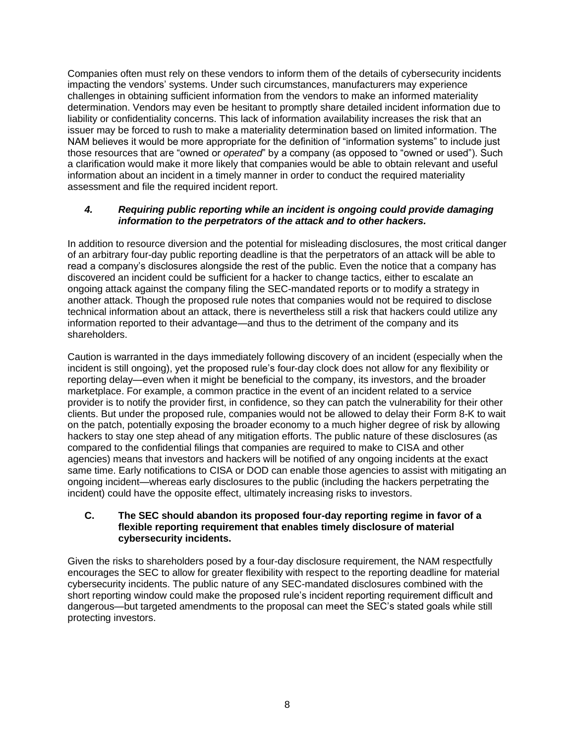Companies often must rely on these vendors to inform them of the details of cybersecurity incidents impacting the vendors' systems. Under such circumstances, manufacturers may experience challenges in obtaining sufficient information from the vendors to make an informed materiality determination. Vendors may even be hesitant to promptly share detailed incident information due to liability or confidentiality concerns. This lack of information availability increases the risk that an issuer may be forced to rush to make a materiality determination based on limited information. The NAM believes it would be more appropriate for the definition of "information systems" to include just those resources that are "owned or *operated*" by a company (as opposed to "owned or used"). Such a clarification would make it more likely that companies would be able to obtain relevant and useful information about an incident in a timely manner in order to conduct the required materiality assessment and file the required incident report.

#### *4. Requiring public reporting while an incident is ongoing could provide damaging information to the perpetrators of the attack and to other hackers.*

In addition to resource diversion and the potential for misleading disclosures, the most critical danger of an arbitrary four-day public reporting deadline is that the perpetrators of an attack will be able to read a company's disclosures alongside the rest of the public. Even the notice that a company has discovered an incident could be sufficient for a hacker to change tactics, either to escalate an ongoing attack against the company filing the SEC-mandated reports or to modify a strategy in another attack. Though the proposed rule notes that companies would not be required to disclose technical information about an attack, there is nevertheless still a risk that hackers could utilize any information reported to their advantage—and thus to the detriment of the company and its shareholders.

Caution is warranted in the days immediately following discovery of an incident (especially when the incident is still ongoing), yet the proposed rule's four-day clock does not allow for any flexibility or reporting delay—even when it might be beneficial to the company, its investors, and the broader marketplace. For example, a common practice in the event of an incident related to a service provider is to notify the provider first, in confidence, so they can patch the vulnerability for their other clients. But under the proposed rule, companies would not be allowed to delay their Form 8-K to wait on the patch, potentially exposing the broader economy to a much higher degree of risk by allowing hackers to stay one step ahead of any mitigation efforts. The public nature of these disclosures (as compared to the confidential filings that companies are required to make to CISA and other agencies) means that investors and hackers will be notified of any ongoing incidents at the exact same time. Early notifications to CISA or DOD can enable those agencies to assist with mitigating an ongoing incident—whereas early disclosures to the public (including the hackers perpetrating the incident) could have the opposite effect, ultimately increasing risks to investors.

### C. The SEC should abandon its proposed four-day reporting regime in favor of a flexible reporting requirement that enables timely disclosure of material cybersecurity incidents.

Given the risks to shareholders posed by a four-day disclosure requirement, the NAM respectfully encourages the SEC to allow for greater flexibility with respect to the reporting deadline for material cybersecurity incidents. The public nature of any SEC-mandated disclosures combined with the short reporting window could make the proposed rule's incident reporting requirement difficult and dangerous—but targeted amendments to the proposal can meet the SEC's stated goals while still protecting investors.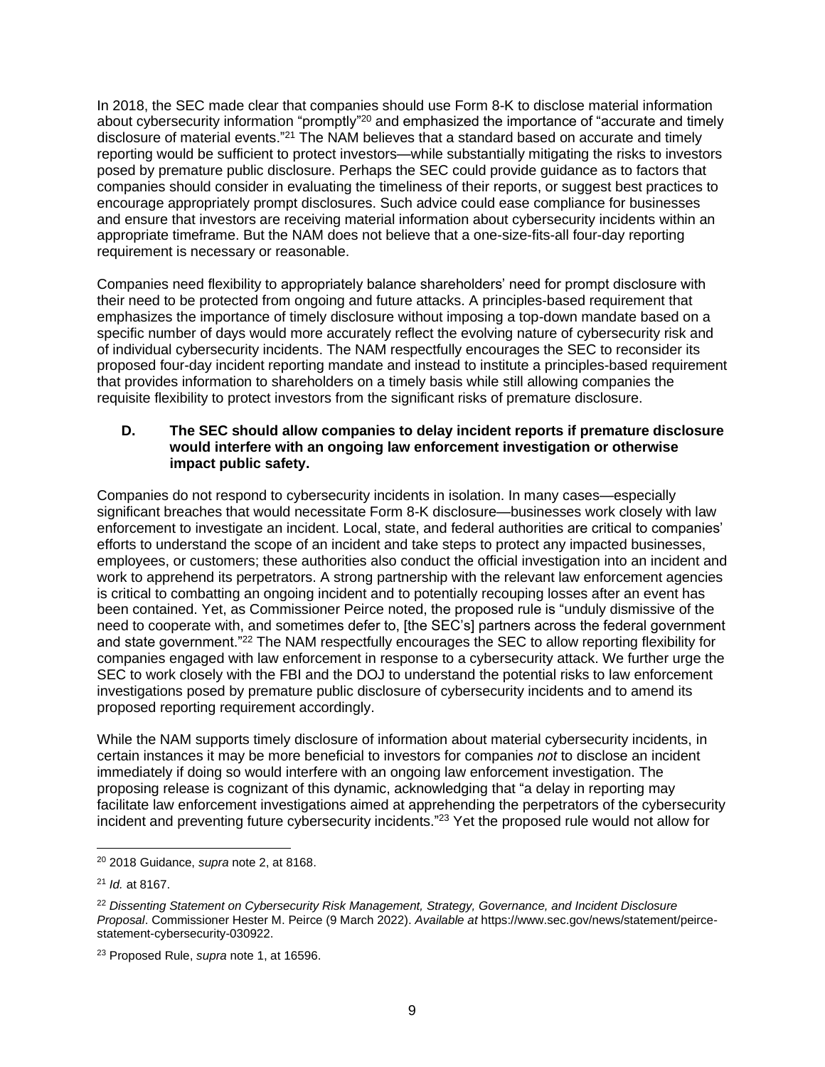In 2018, the SEC made clear that companies should use Form 8-K to disclose material information about cybersecurity information "promptly"[20] and emphasized the importance of "accurate and timely disclosure of material events."[21] The NAM believes that a standard based on accurate and timely reporting would be sufficient to protect investors—while substantially mitigating the risks to investors posed by premature public disclosure. Perhaps the SEC could provide guidance as to factors that companies should consider in evaluating the timeliness of their reports, or suggest best practices to encourage appropriately prompt disclosures. Such advice could ease compliance for businesses and ensure that investors are receiving material information about cybersecurity incidents within an appropriate timeframe. But the NAM does not believe that a one-size-fits-all four-day reporting requirement is necessary or reasonable.

Companies need flexibility to appropriately balance shareholders' need for prompt disclosure with their need to be protected from ongoing and future attacks. A principles-based requirement that emphasizes the importance of timely disclosure without imposing a top-down mandate based on a specific number of days would more accurately reflect the evolving nature of cybersecurity risk and of individual cybersecurity incidents. The NAM respectfully encourages the SEC to reconsider its proposed four-day incident reporting mandate and instead to institute a principles-based requirement that provides information to shareholders on a timely basis while still allowing companies the requisite flexibility to protect investors from the significant risks of premature disclosure.

### D. The SEC should allow companies to delay incident reports if premature disclosure would interfere with an ongoing law enforcement investigation or otherwise impact public safety.

Companies do not respond to cybersecurity incidents in isolation. In many cases—especially significant breaches that would necessitate Form 8-K disclosure—businesses work closely with law enforcement to investigate an incident. Local, state, and federal authorities are critical to companies' efforts to understand the scope of an incident and take steps to protect any impacted businesses, employees, or customers; these authorities also conduct the official investigation into an incident and work to apprehend its perpetrators. A strong partnership with the relevant law enforcement agencies is critical to combatting an ongoing incident and to potentially recouping losses after an event has been contained. Yet, as Commissioner Peirce noted, the proposed rule is "unduly dismissive of the need to cooperate with, and sometimes defer to, [the SEC's] partners across the federal government and state government."[22] The NAM respectfully encourages the SEC to allow reporting flexibility for companies engaged with law enforcement in response to a cybersecurity attack. We further urge the SEC to work closely with the FBI and the DOJ to understand the potential risks to law enforcement investigations posed by premature public disclosure of cybersecurity incidents and to amend its proposed reporting requirement accordingly.

While the NAM supports timely disclosure of information about material cybersecurity incidents, in certain instances it may be more beneficial to investors for companies *not* to disclose an incident immediately if doing so would interfere with an ongoing law enforcement investigation. The proposing release is cognizant of this dynamic, acknowledging that "a delay in reporting may facilitate law enforcement investigations aimed at apprehending the perpetrators of the cybersecurity incident and preventing future cybersecurity incidents."[23] Yet the proposed rule would not allow for

---

[20] 2018 Guidance, *supra* note 2, at 8168.

[21] *Id.* at 8167.

[22] *Dissenting Statement on Cybersecurity Risk Management, Strategy, Governance, and Incident Disclosure Proposal*. Commissioner Hester M. Peirce (9 March 2022). *Available at* https://www.sec.gov/news/statement/peirce-statement-cybersecurity-030922.

[23] Proposed Rule, *supra* note 1, at 16596.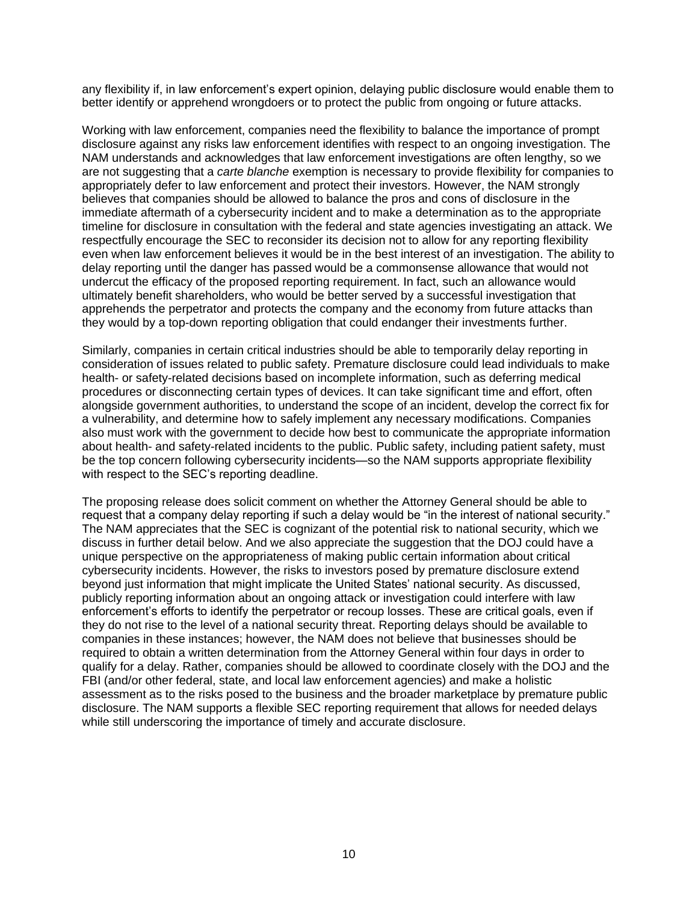any flexibility if, in law enforcement's expert opinion, delaying public disclosure would enable them to better identify or apprehend wrongdoers or to protect the public from ongoing or future attacks.

Working with law enforcement, companies need the flexibility to balance the importance of prompt disclosure against any risks law enforcement identifies with respect to an ongoing investigation. The NAM understands and acknowledges that law enforcement investigations are often lengthy, so we are not suggesting that a *carte blanche* exemption is necessary to provide flexibility for companies to appropriately defer to law enforcement and protect their investors. However, the NAM strongly believes that companies should be allowed to balance the pros and cons of disclosure in the immediate aftermath of a cybersecurity incident and to make a determination as to the appropriate timeline for disclosure in consultation with the federal and state agencies investigating an attack. We respectfully encourage the SEC to reconsider its decision not to allow for any reporting flexibility even when law enforcement believes it would be in the best interest of an investigation. The ability to delay reporting until the danger has passed would be a commonsense allowance that would not undercut the efficacy of the proposed reporting requirement. In fact, such an allowance would ultimately benefit shareholders, who would be better served by a successful investigation that apprehends the perpetrator and protects the company and the economy from future attacks than they would by a top-down reporting obligation that could endanger their investments further.

Similarly, companies in certain critical industries should be able to temporarily delay reporting in consideration of issues related to public safety. Premature disclosure could lead individuals to make health- or safety-related decisions based on incomplete information, such as deferring medical procedures or disconnecting certain types of devices. It can take significant time and effort, often alongside government authorities, to understand the scope of an incident, develop the correct fix for a vulnerability, and determine how to safely implement any necessary modifications. Companies also must work with the government to decide how best to communicate the appropriate information about health- and safety-related incidents to the public. Public safety, including patient safety, must be the top concern following cybersecurity incidents—so the NAM supports appropriate flexibility with respect to the SEC's reporting deadline.

The proposing release does solicit comment on whether the Attorney General should be able to request that a company delay reporting if such a delay would be "in the interest of national security." The NAM appreciates that the SEC is cognizant of the potential risk to national security, which we discuss in further detail below. And we also appreciate the suggestion that the DOJ could have a unique perspective on the appropriateness of making public certain information about critical cybersecurity incidents. However, the risks to investors posed by premature disclosure extend beyond just information that might implicate the United States' national security. As discussed, publicly reporting information about an ongoing attack or investigation could interfere with law enforcement's efforts to identify the perpetrator or recoup losses. These are critical goals, even if they do not rise to the level of a national security threat. Reporting delays should be available to companies in these instances; however, the NAM does not believe that businesses should be required to obtain a written determination from the Attorney General within four days in order to qualify for a delay. Rather, companies should be allowed to coordinate closely with the DOJ and the FBI (and/or other federal, state, and local law enforcement agencies) and make a holistic assessment as to the risks posed to the business and the broader marketplace by premature public disclosure. The NAM supports a flexible SEC reporting requirement that allows for needed delays while still underscoring the importance of timely and accurate disclosure.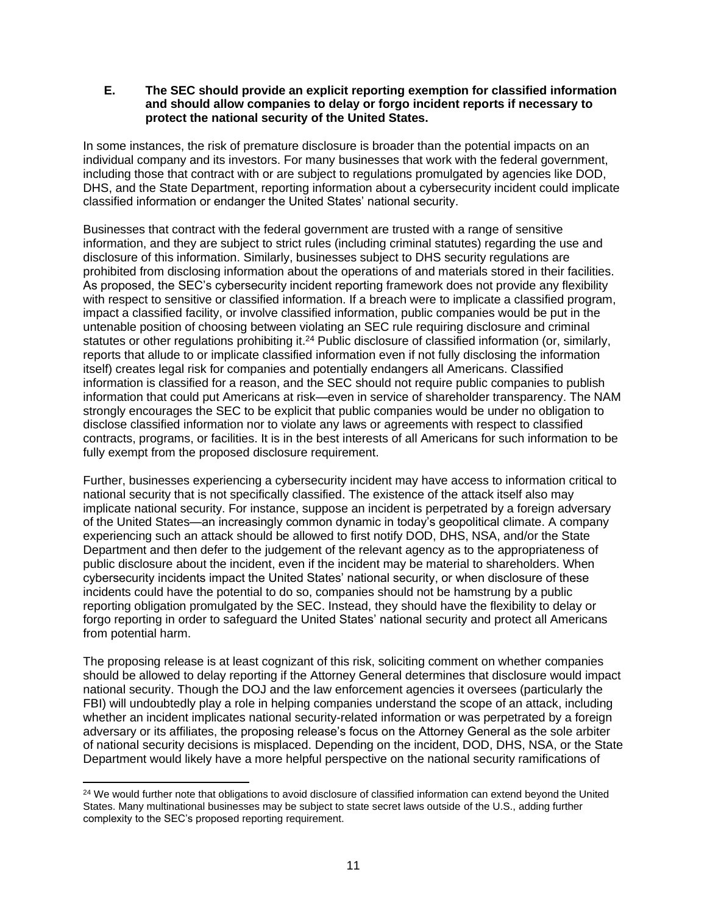### E. The SEC should provide an explicit reporting exemption for classified information and should allow companies to delay or forgo incident reports if necessary to protect the national security of the United States.

In some instances, the risk of premature disclosure is broader than the potential impacts on an individual company and its investors. For many businesses that work with the federal government, including those that contract with or are subject to regulations promulgated by agencies like DOD, DHS, and the State Department, reporting information about a cybersecurity incident could implicate classified information or endanger the United States' national security.

Businesses that contract with the federal government are trusted with a range of sensitive information, and they are subject to strict rules (including criminal statutes) regarding the use and disclosure of this information. Similarly, businesses subject to DHS security regulations are prohibited from disclosing information about the operations of and materials stored in their facilities. As proposed, the SEC's cybersecurity incident reporting framework does not provide any flexibility with respect to sensitive or classified information. If a breach were to implicate a classified program, impact a classified facility, or involve classified information, public companies would be put in the untenable position of choosing between violating an SEC rule requiring disclosure and criminal statutes or other regulations prohibiting it.[24] Public disclosure of classified information (or, similarly, reports that allude to or implicate classified information even if not fully disclosing the information itself) creates legal risk for companies and potentially endangers all Americans. Classified information is classified for a reason, and the SEC should not require public companies to publish information that could put Americans at risk—even in service of shareholder transparency. The NAM strongly encourages the SEC to be explicit that public companies would be under no obligation to disclose classified information nor to violate any laws or agreements with respect to classified contracts, programs, or facilities. It is in the best interests of all Americans for such information to be fully exempt from the proposed disclosure requirement.

Further, businesses experiencing a cybersecurity incident may have access to information critical to national security that is not specifically classified. The existence of the attack itself also may implicate national security. For instance, suppose an incident is perpetrated by a foreign adversary of the United States—an increasingly common dynamic in today's geopolitical climate. A company experiencing such an attack should be allowed to first notify DOD, DHS, NSA, and/or the State Department and then defer to the judgement of the relevant agency as to the appropriateness of public disclosure about the incident, even if the incident may be material to shareholders. When cybersecurity incidents impact the United States' national security, or when disclosure of these incidents could have the potential to do so, companies should not be hamstrung by a public reporting obligation promulgated by the SEC. Instead, they should have the flexibility to delay or forgo reporting in order to safeguard the United States' national security and protect all Americans from potential harm.

The proposing release is at least cognizant of this risk, soliciting comment on whether companies should be allowed to delay reporting if the Attorney General determines that disclosure would impact national security. Though the DOJ and the law enforcement agencies it oversees (particularly the FBI) will undoubtedly play a role in helping companies understand the scope of an attack, including whether an incident implicates national security-related information or was perpetrated by a foreign adversary or its affiliates, the proposing release's focus on the Attorney General as the sole arbiter of national security decisions is misplaced. Depending on the incident, DOD, DHS, NSA, or the State Department would likely have a more helpful perspective on the national security ramifications of

---

[24] We would further note that obligations to avoid disclosure of classified information can extend beyond the United States. Many multinational businesses may be subject to state secret laws outside of the U.S., adding further complexity to the SEC's proposed reporting requirement.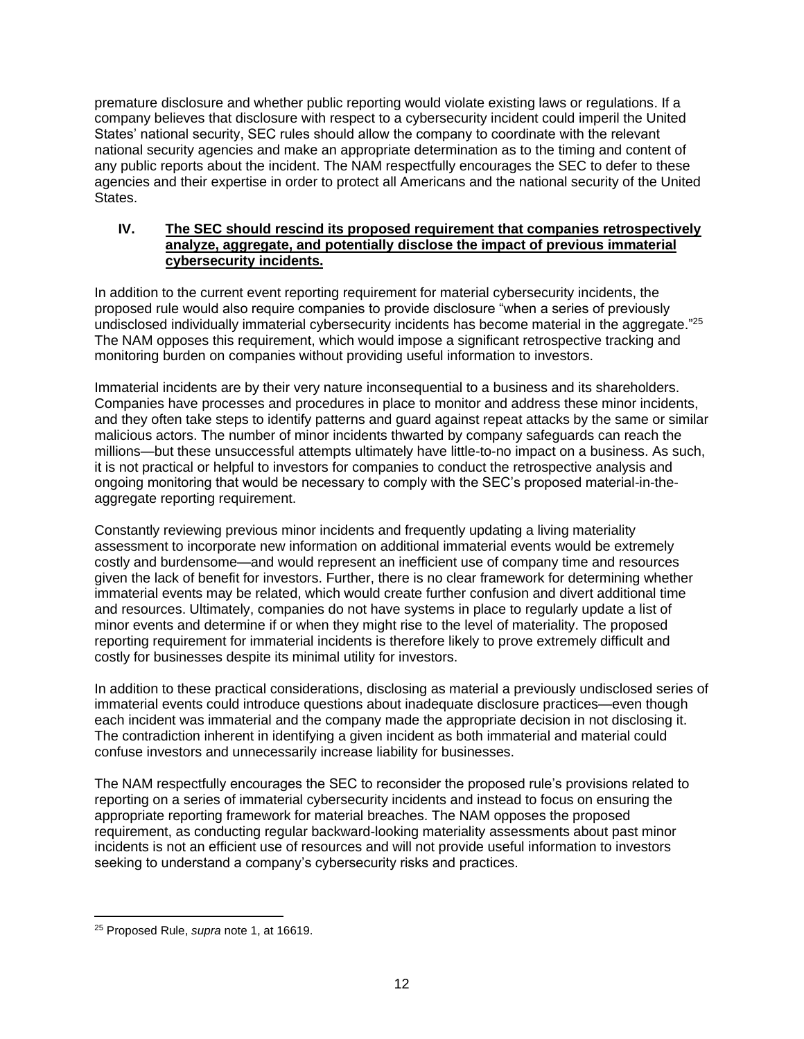premature disclosure and whether public reporting would violate existing laws or regulations. If a company believes that disclosure with respect to a cybersecurity incident could imperil the United States' national security, SEC rules should allow the company to coordinate with the relevant national security agencies and make an appropriate determination as to the timing and content of any public reports about the incident. The NAM respectfully encourages the SEC to defer to these agencies and their expertise in order to protect all Americans and the national security of the United States.

## IV. <u>The SEC should rescind its proposed requirement that companies retrospectively analyze, aggregate, and potentially disclose the impact of previous immaterial cybersecurity incidents.</u>

In addition to the current event reporting requirement for material cybersecurity incidents, the proposed rule would also require companies to provide disclosure "when a series of previously undisclosed individually immaterial cybersecurity incidents has become material in the aggregate."[25] The NAM opposes this requirement, which would impose a significant retrospective tracking and monitoring burden on companies without providing useful information to investors.

Immaterial incidents are by their very nature inconsequential to a business and its shareholders. Companies have processes and procedures in place to monitor and address these minor incidents, and they often take steps to identify patterns and guard against repeat attacks by the same or similar malicious actors. The number of minor incidents thwarted by company safeguards can reach the millions—but these unsuccessful attempts ultimately have little-to-no impact on a business. As such, it is not practical or helpful to investors for companies to conduct the retrospective analysis and ongoing monitoring that would be necessary to comply with the SEC's proposed material-in-the-aggregate reporting requirement.

Constantly reviewing previous minor incidents and frequently updating a living materiality assessment to incorporate new information on additional immaterial events would be extremely costly and burdensome—and would represent an inefficient use of company time and resources given the lack of benefit for investors. Further, there is no clear framework for determining whether immaterial events may be related, which would create further confusion and divert additional time and resources. Ultimately, companies do not have systems in place to regularly update a list of minor events and determine if or when they might rise to the level of materiality. The proposed reporting requirement for immaterial incidents is therefore likely to prove extremely difficult and costly for businesses despite its minimal utility for investors.

In addition to these practical considerations, disclosing as material a previously undisclosed series of immaterial events could introduce questions about inadequate disclosure practices—even though each incident was immaterial and the company made the appropriate decision in not disclosing it. The contradiction inherent in identifying a given incident as both immaterial and material could confuse investors and unnecessarily increase liability for businesses.

The NAM respectfully encourages the SEC to reconsider the proposed rule's provisions related to reporting on a series of immaterial cybersecurity incidents and instead to focus on ensuring the appropriate reporting framework for material breaches. The NAM opposes the proposed requirement, as conducting regular backward-looking materiality assessments about past minor incidents is not an efficient use of resources and will not provide useful information to investors seeking to understand a company's cybersecurity risks and practices.

---

[25] Proposed Rule, *supra* note 1, at 16619.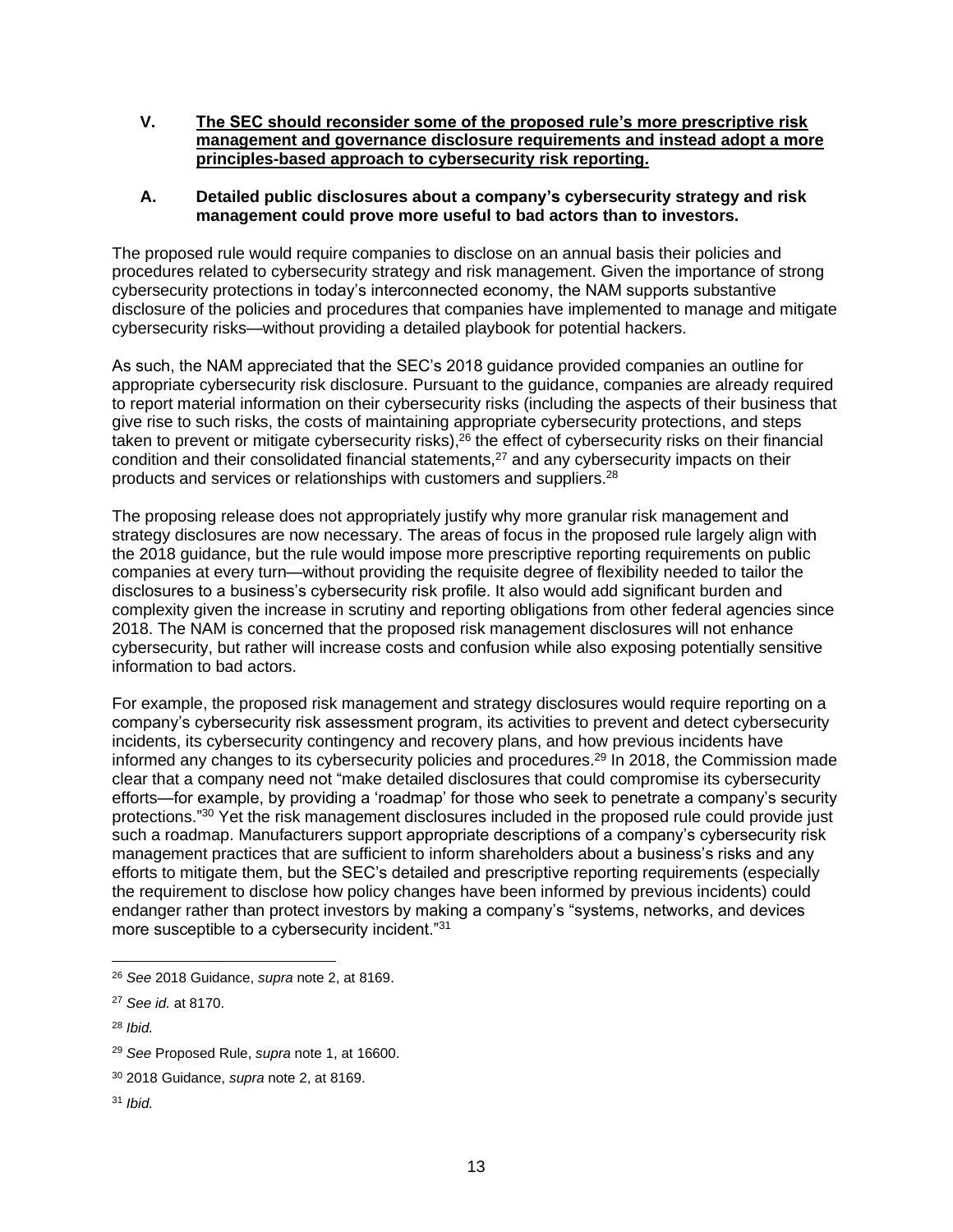## V. The SEC should reconsider some of the proposed rule's more prescriptive risk management and governance disclosure requirements and instead adopt a more principles-based approach to cybersecurity risk reporting.

### A. Detailed public disclosures about a company's cybersecurity strategy and risk management could prove more useful to bad actors than to investors.

The proposed rule would require companies to disclose on an annual basis their policies and procedures related to cybersecurity strategy and risk management. Given the importance of strong cybersecurity protections in today's interconnected economy, the NAM supports substantive disclosure of the policies and procedures that companies have implemented to manage and mitigate cybersecurity risks—without providing a detailed playbook for potential hackers.

As such, the NAM appreciated that the SEC's 2018 guidance provided companies an outline for appropriate cybersecurity risk disclosure. Pursuant to the guidance, companies are already required to report material information on their cybersecurity risks (including the aspects of their business that give rise to such risks, the costs of maintaining appropriate cybersecurity protections, and steps taken to prevent or mitigate cybersecurity risks),[26] the effect of cybersecurity risks on their financial condition and their consolidated financial statements,[27] and any cybersecurity impacts on their products and services or relationships with customers and suppliers.[28]

The proposing release does not appropriately justify why more granular risk management and strategy disclosures are now necessary. The areas of focus in the proposed rule largely align with the 2018 guidance, but the rule would impose more prescriptive reporting requirements on public companies at every turn—without providing the requisite degree of flexibility needed to tailor the disclosures to a business's cybersecurity risk profile. It also would add significant burden and complexity given the increase in scrutiny and reporting obligations from other federal agencies since 2018. The NAM is concerned that the proposed risk management disclosures will not enhance cybersecurity, but rather will increase costs and confusion while also exposing potentially sensitive information to bad actors.

For example, the proposed risk management and strategy disclosures would require reporting on a company's cybersecurity risk assessment program, its activities to prevent and detect cybersecurity incidents, its cybersecurity contingency and recovery plans, and how previous incidents have informed any changes to its cybersecurity policies and procedures.[29] In 2018, the Commission made clear that a company need not "make detailed disclosures that could compromise its cybersecurity efforts—for example, by providing a 'roadmap' for those who seek to penetrate a company's security protections."[30] Yet the risk management disclosures included in the proposed rule could provide just such a roadmap. Manufacturers support appropriate descriptions of a company's cybersecurity risk management practices that are sufficient to inform shareholders about a business's risks and any efforts to mitigate them, but the SEC's detailed and prescriptive reporting requirements (especially the requirement to disclose how policy changes have been informed by previous incidents) could endanger rather than protect investors by making a company's "systems, networks, and devices more susceptible to a cybersecurity incident."[31]

---

[26] *See* 2018 Guidance, *supra* note 2, at 8169.

[27] *See id.* at 8170.

[28] *Ibid.*

[29] *See* Proposed Rule, *supra* note 1, at 16600.

[30] 2018 Guidance, *supra* note 2, at 8169.

[31] *Ibid.*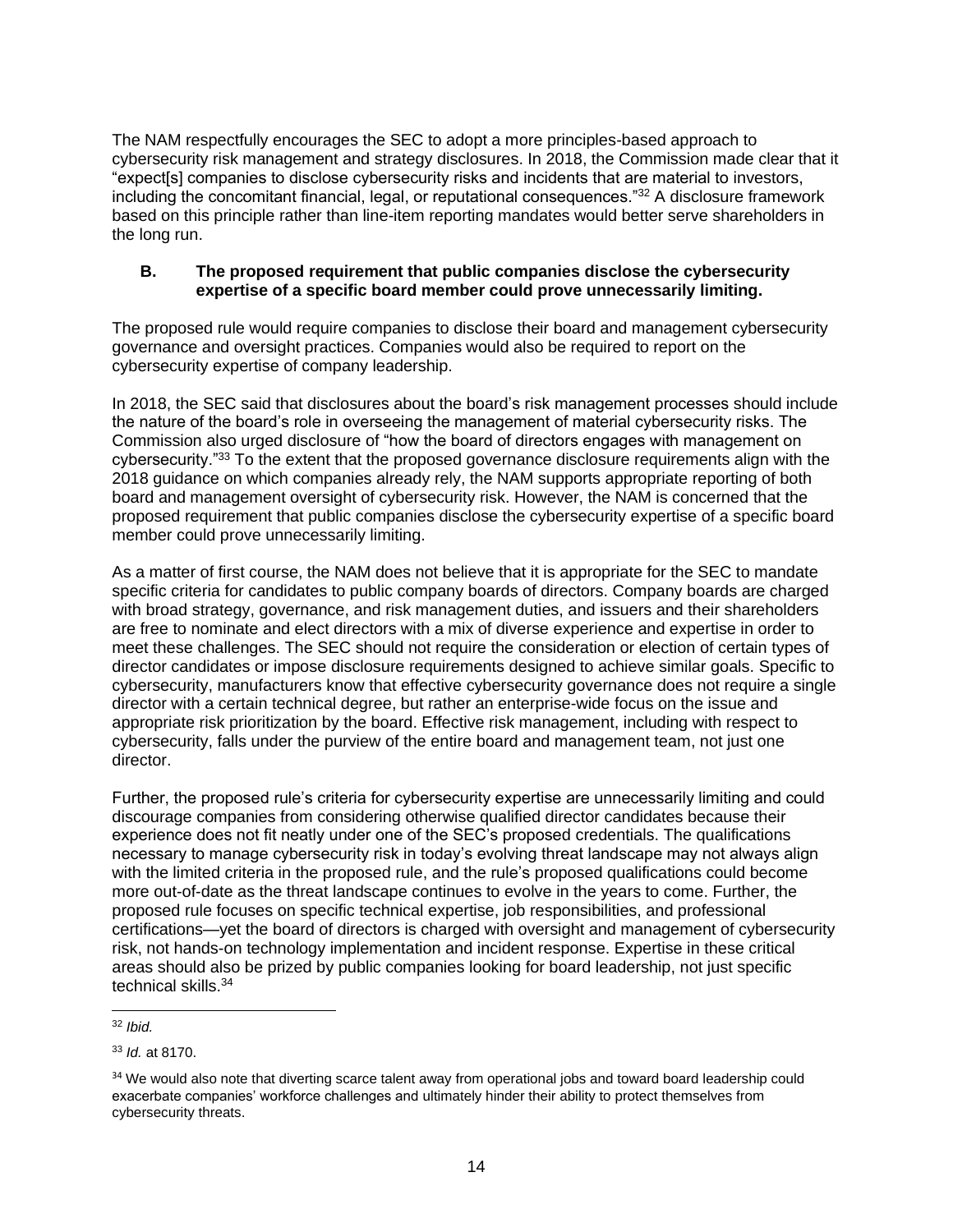The NAM respectfully encourages the SEC to adopt a more principles-based approach to cybersecurity risk management and strategy disclosures. In 2018, the Commission made clear that it "expect[s] companies to disclose cybersecurity risks and incidents that are material to investors, including the concomitant financial, legal, or reputational consequences."[32] A disclosure framework based on this principle rather than line-item reporting mandates would better serve shareholders in the long run.

### B. The proposed requirement that public companies disclose the cybersecurity expertise of a specific board member could prove unnecessarily limiting.

The proposed rule would require companies to disclose their board and management cybersecurity governance and oversight practices. Companies would also be required to report on the cybersecurity expertise of company leadership.

In 2018, the SEC said that disclosures about the board's risk management processes should include the nature of the board's role in overseeing the management of material cybersecurity risks. The Commission also urged disclosure of "how the board of directors engages with management on cybersecurity."[33] To the extent that the proposed governance disclosure requirements align with the 2018 guidance on which companies already rely, the NAM supports appropriate reporting of both board and management oversight of cybersecurity risk. However, the NAM is concerned that the proposed requirement that public companies disclose the cybersecurity expertise of a specific board member could prove unnecessarily limiting.

As a matter of first course, the NAM does not believe that it is appropriate for the SEC to mandate specific criteria for candidates to public company boards of directors. Company boards are charged with broad strategy, governance, and risk management duties, and issuers and their shareholders are free to nominate and elect directors with a mix of diverse experience and expertise in order to meet these challenges. The SEC should not require the consideration or election of certain types of director candidates or impose disclosure requirements designed to achieve similar goals. Specific to cybersecurity, manufacturers know that effective cybersecurity governance does not require a single director with a certain technical degree, but rather an enterprise-wide focus on the issue and appropriate risk prioritization by the board. Effective risk management, including with respect to cybersecurity, falls under the purview of the entire board and management team, not just one director.

Further, the proposed rule's criteria for cybersecurity expertise are unnecessarily limiting and could discourage companies from considering otherwise qualified director candidates because their experience does not fit neatly under one of the SEC's proposed credentials. The qualifications necessary to manage cybersecurity risk in today's evolving threat landscape may not always align with the limited criteria in the proposed rule, and the rule's proposed qualifications could become more out-of-date as the threat landscape continues to evolve in the years to come. Further, the proposed rule focuses on specific technical expertise, job responsibilities, and professional certifications—yet the board of directors is charged with oversight and management of cybersecurity risk, not hands-on technology implementation and incident response. Expertise in these critical areas should also be prized by public companies looking for board leadership, not just specific technical skills.[34]

---

[32] *Ibid.*

[33] *Id.* at 8170.

[34] We would also note that diverting scarce talent away from operational jobs and toward board leadership could exacerbate companies' workforce challenges and ultimately hinder their ability to protect themselves from cybersecurity threats.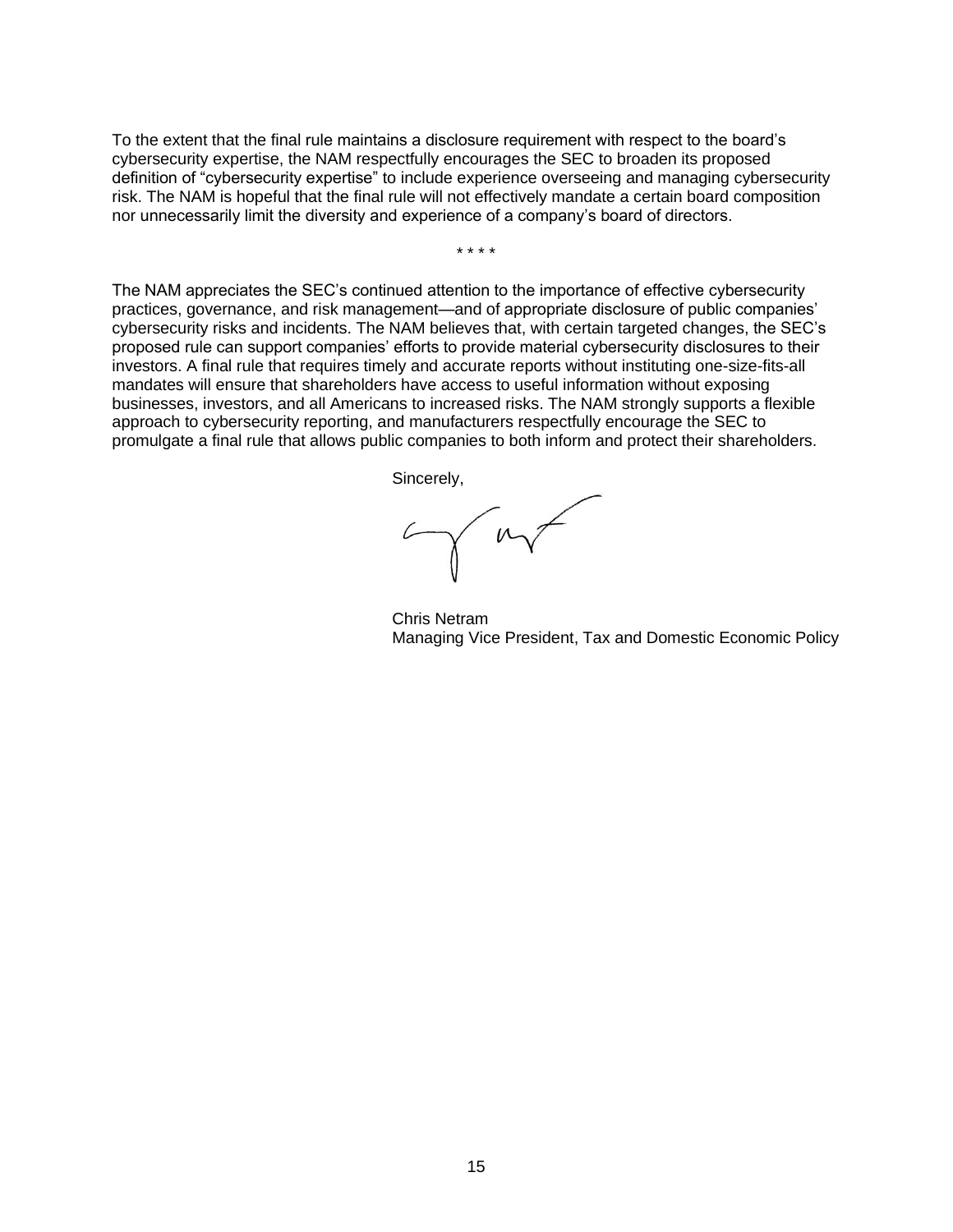To the extent that the final rule maintains a disclosure requirement with respect to the board's cybersecurity expertise, the NAM respectfully encourages the SEC to broaden its proposed definition of "cybersecurity expertise" to include experience overseeing and managing cybersecurity risk. The NAM is hopeful that the final rule will not effectively mandate a certain board composition nor unnecessarily limit the diversity and experience of a company's board of directors.

\* \* \* \*

The NAM appreciates the SEC's continued attention to the importance of effective cybersecurity practices, governance, and risk management—and of appropriate disclosure of public companies' cybersecurity risks and incidents. The NAM believes that, with certain targeted changes, the SEC's proposed rule can support companies' efforts to provide material cybersecurity disclosures to their investors. A final rule that requires timely and accurate reports without instituting one-size-fits-all mandates will ensure that shareholders have access to useful information without exposing businesses, investors, and all Americans to increased risks. The NAM strongly supports a flexible approach to cybersecurity reporting, and manufacturers respectfully encourage the SEC to promulgate a final rule that allows public companies to both inform and protect their shareholders.

Sincerely,

Chris Netram
Managing Vice President, Tax and Domestic Economic Policy